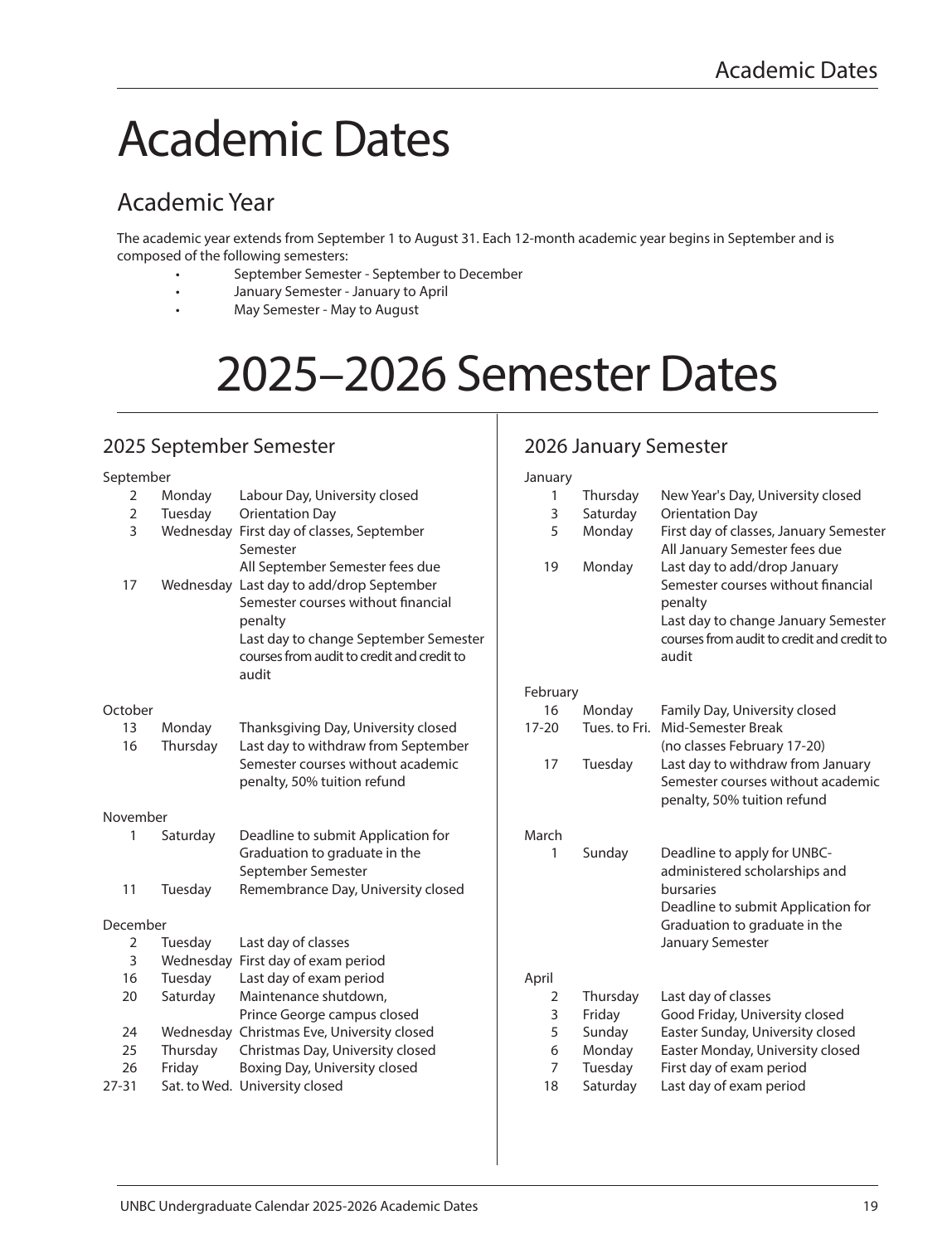# Academic Dates

## Academic Year

The academic year extends from September 1 to August 31. Each 12-month academic year begins in September and is composed of the following semesters:

- September Semester - September to December
- January Semester - January to April
- May Semester - May to August

# 2025–2026 Semester Dates

## 2025 September Semester

**September**

| Date | Day | Event |
|---|---|---|
| 2 | Monday | Labour Day, University closed |
| 2 | Tuesday | Orientation Day |
| 3 | Wednesday | First day of classes, September Semester<br>All September Semester fees due |
| 17 | Wednesday | Last day to add/drop September Semester courses without financial penalty<br>Last day to change September Semester courses from audit to credit and credit to audit |

**October**

| Date | Day | Event |
|---|---|---|
| 13 | Monday | Thanksgiving Day, University closed |
| 16 | Thursday | Last day to withdraw from September Semester courses without academic penalty, 50% tuition refund |

**November**

| Date | Day | Event |
|---|---|---|
| 1 | Saturday | Deadline to submit Application for Graduation to graduate in the September Semester |
| 11 | Tuesday | Remembrance Day, University closed |

**December**

| Date | Day | Event |
|---|---|---|
| 2 | Tuesday | Last day of classes |
| 3 | Wednesday | First day of exam period |
| 16 | Tuesday | Last day of exam period |
| 20 | Saturday | Maintenance shutdown, Prince George campus closed |
| 24 | Wednesday | Christmas Eve, University closed |
| 25 | Thursday | Christmas Day, University closed |
| 26 | Friday | Boxing Day, University closed |
| 27-31 | Sat. to Wed. | University closed |

## 2026 January Semester

**January**

| Date | Day | Event |
|---|---|---|
| 1 | Thursday | New Year's Day, University closed |
| 3 | Saturday | Orientation Day |
| 5 | Monday | First day of classes, January Semester<br>All January Semester fees due |
| 19 | Monday | Last day to add/drop January Semester courses without financial penalty<br>Last day to change January Semester courses from audit to credit and credit to audit |

**February**

| Date | Day | Event |
|---|---|---|
| 16 | Monday | Family Day, University closed |
| 17-20 | Tues. to Fri. | Mid-Semester Break<br>(no classes February 17-20) |
| 17 | Tuesday | Last day to withdraw from January Semester courses without academic penalty, 50% tuition refund |

**March**

| Date | Day | Event |
|---|---|---|
| 1 | Sunday | Deadline to apply for UNBC-administered scholarships and bursaries<br>Deadline to submit Application for Graduation to graduate in the January Semester |

**April**

| Date | Day | Event |
|---|---|---|
| 2 | Thursday | Last day of classes |
| 3 | Friday | Good Friday, University closed |
| 5 | Sunday | Easter Sunday, University closed |
| 6 | Monday | Easter Monday, University closed |
| 7 | Tuesday | First day of exam period |
| 18 | Saturday | Last day of exam period |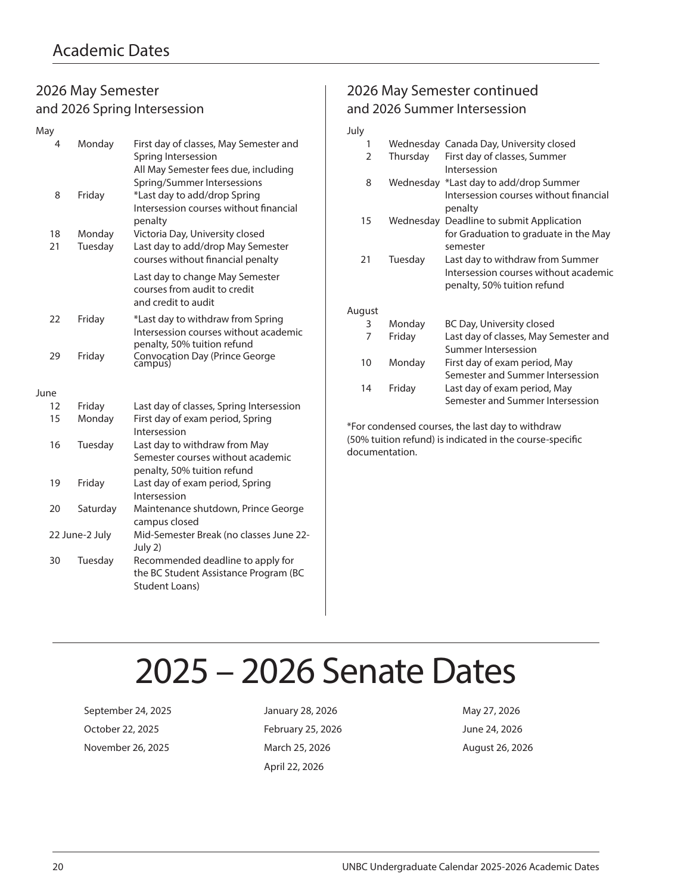# Academic Dates

## 2026 May Semester and 2026 Spring Intersession

**May**

| Date | Day | Event |
|---|---|---|
| 4 | Monday | First day of classes, May Semester and Spring Intersession<br>All May Semester fees due, including Spring/Summer Intersessions |
| 8 | Friday | *Last day to add/drop Spring Intersession courses without financial penalty |
| 18 | Monday | Victoria Day, University closed |
| 21 | Tuesday | Last day to add/drop May Semester courses without financial penalty<br>Last day to change May Semester courses from audit to credit and credit to audit |
| 22 | Friday | *Last day to withdraw from Spring Intersession courses without academic penalty, 50% tuition refund |
| 29 | Friday | Convocation Day (Prince George campus) |

**June**

| Date | Day | Event |
|---|---|---|
| 12 | Friday | Last day of classes, Spring Intersession |
| 15 | Monday | First day of exam period, Spring Intersession |
| 16 | Tuesday | Last day to withdraw from May Semester courses without academic penalty, 50% tuition refund |
| 19 | Friday | Last day of exam period, Spring Intersession |
| 20 | Saturday | Maintenance shutdown, Prince George campus closed |
| 22 June-2 July | | Mid-Semester Break (no classes June 22-July 2) |
| 30 | Tuesday | Recommended deadline to apply for the BC Student Assistance Program (BC Student Loans) |

## 2026 May Semester continued and 2026 Summer Intersession

**July**

| Date | Day | Event |
|---|---|---|
| 1 | Wednesday | Canada Day, University closed |
| 2 | Thursday | First day of classes, Summer Intersession |
| 8 | Wednesday | *Last day to add/drop Summer Intersession courses without financial penalty |
| 15 | Wednesday | Deadline to submit Application for Graduation to graduate in the May semester |
| 21 | Tuesday | Last day to withdraw from Summer Intersession courses without academic penalty, 50% tuition refund |

**August**

| Date | Day | Event |
|---|---|---|
| 3 | Monday | BC Day, University closed |
| 7 | Friday | Last day of classes, May Semester and Summer Intersession |
| 10 | Monday | First day of exam period, May Semester and Summer Intersession |
| 14 | Friday | Last day of exam period, May Semester and Summer Intersession |

*For condensed courses, the last day to withdraw (50% tuition refund) is indicated in the course-specific documentation.

# 2025 – 2026 Senate Dates

September 24, 2025
October 22, 2025
November 26, 2025
January 28, 2026
February 25, 2026
March 25, 2026
April 22, 2026
May 27, 2026
June 24, 2026
August 26, 2026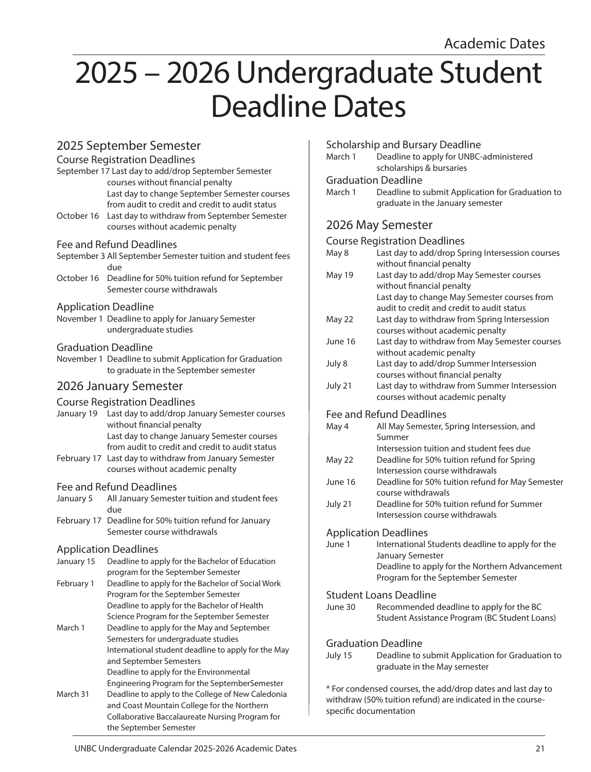# 2025 – 2026 Undergraduate Student Deadline Dates

## 2025 September Semester

### Course Registration Deadlines

| | |
|---|---|
| September 17 | Last day to add/drop September Semester courses without financial penalty<br>Last day to change September Semester courses from audit to credit and credit to audit status |
| October 16 | Last day to withdraw from September Semester courses without academic penalty |

### Fee and Refund Deadlines

| | |
|---|---|
| September 3 | All September Semester tuition and student fees due |
| October 16 | Deadline for 50% tuition refund for September Semester course withdrawals |

### Application Deadline

| | |
|---|---|
| November 1 | Deadline to apply for January Semester undergraduate studies |

### Graduation Deadline

| | |
|---|---|
| November 1 | Deadline to submit Application for Graduation to graduate in the September semester |

## 2026 January Semester

### Course Registration Deadlines

| | |
|---|---|
| January 19 | Last day to add/drop January Semester courses without financial penalty<br>Last day to change January Semester courses from audit to credit and credit to audit status |
| February 17 | Last day to withdraw from January Semester courses without academic penalty |

### Fee and Refund Deadlines

| | |
|---|---|
| January 5 | All January Semester tuition and student fees due |
| February 17 | Deadline for 50% tuition refund for January Semester course withdrawals |

### Application Deadlines

| | |
|---|---|
| January 15 | Deadline to apply for the Bachelor of Education program for the September Semester |
| February 1 | Deadline to apply for the Bachelor of Social Work Program for the September Semester<br>Deadline to apply for the Bachelor of Health Science Program for the September Semester |
| March 1 | Deadline to apply for the May and September Semesters for undergraduate studies<br>International student deadline to apply for the May and September Semesters<br>Deadline to apply for the Environmental Engineering Program for the SeptemberSemester |
| March 31 | Deadline to apply to the College of New Caledonia and Coast Mountain College for the Northern Collaborative Baccalaureate Nursing Program for the September Semester |

### Scholarship and Bursary Deadline

| | |
|---|---|
| March 1 | Deadline to apply for UNBC-administered scholarships & bursaries |

### Graduation Deadline

| | |
|---|---|
| March 1 | Deadline to submit Application for Graduation to graduate in the January semester |

## 2026 May Semester

### Course Registration Deadlines

| | |
|---|---|
| May 8 | Last day to add/drop Spring Intersession courses without financial penalty |
| May 19 | Last day to add/drop May Semester courses without financial penalty<br>Last day to change May Semester courses from audit to credit and credit to audit status |
| May 22 | Last day to withdraw from Spring Intersession courses without academic penalty |
| June 16 | Last day to withdraw from May Semester courses without academic penalty |
| July 8 | Last day to add/drop Summer Intersession courses without financial penalty |
| July 21 | Last day to withdraw from Summer Intersession courses without academic penalty |

### Fee and Refund Deadlines

| | |
|---|---|
| May 4 | All May Semester, Spring Intersession, and Summer<br>Intersession tuition and student fees due |
| May 22 | Deadline for 50% tuition refund for Spring Intersession course withdrawals |
| June 16 | Deadline for 50% tuition refund for May Semester course withdrawals |
| July 21 | Deadline for 50% tuition refund for Summer Intersession course withdrawals |

### Application Deadlines

| | |
|---|---|
| June 1 | International Students deadline to apply for the January Semester<br>Deadline to apply for the Northern Advancement Program for the September Semester |

### Student Loans Deadline

| | |
|---|---|
| June 30 | Recommended deadline to apply for the BC Student Assistance Program (BC Student Loans) |

### Graduation Deadline

| | |
|---|---|
| July 15 | Deadline to submit Application for Graduation to graduate in the May semester |

* For condensed courses, the add/drop dates and last day to withdraw (50% tuition refund) are indicated in the course-specific documentation